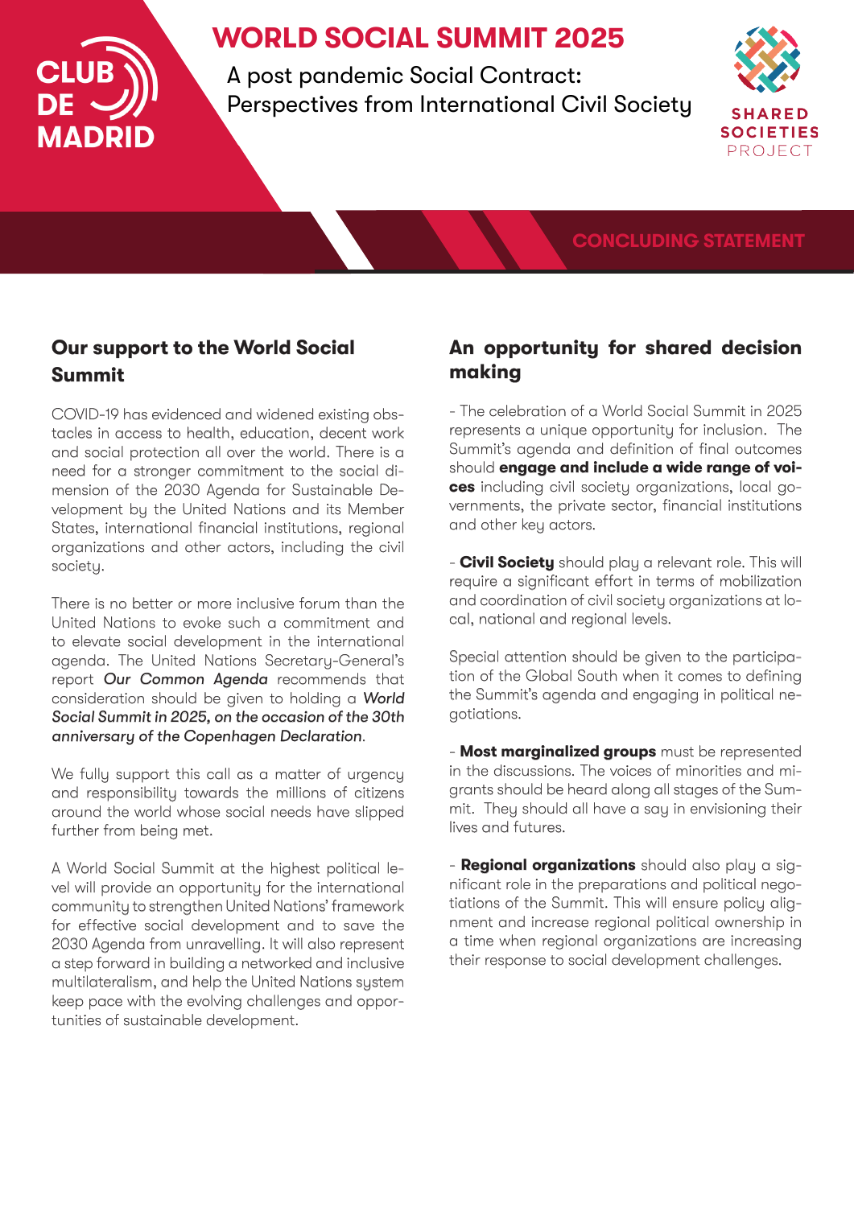CLUB DE MADRID

# WORLD SOCIAL SUMMIT 2025

A post pandemic Social Contract: Perspectives from International Civil Society

SHARED SOCIETIES PROJECT

CONCLUDING STATEMENT

## Our support to the World Social Summit

COVID-19 has evidenced and widened existing obstacles in access to health, education, decent work and social protection all over the world. There is a need for a stronger commitment to the social dimension of the 2030 Agenda for Sustainable Development by the United Nations and its Member States, international financial institutions, regional organizations and other actors, including the civil society.

There is no better or more inclusive forum than the United Nations to evoke such a commitment and to elevate social development in the international agenda. The United Nations Secretary-General's report ***Our Common Agenda*** recommends that consideration should be given to holding a ***World Social Summit in 2025, on the occasion of the 30th anniversary of the Copenhagen Declaration***.

We fully support this call as a matter of urgency and responsibility towards the millions of citizens around the world whose social needs have slipped further from being met.

A World Social Summit at the highest political level will provide an opportunity for the international community to strengthen United Nations' framework for effective social development and to save the 2030 Agenda from unravelling. It will also represent a step forward in building a networked and inclusive multilateralism, and help the United Nations system keep pace with the evolving challenges and opportunities of sustainable development.

## An opportunity for shared decision making

- The celebration of a World Social Summit in 2025 represents a unique opportunity for inclusion. The Summit's agenda and definition of final outcomes should **engage and include a wide range of voices** including civil society organizations, local governments, the private sector, financial institutions and other key actors.

- **Civil Society** should play a relevant role. This will require a significant effort in terms of mobilization and coordination of civil society organizations at local, national and regional levels.

Special attention should be given to the participation of the Global South when it comes to defining the Summit's agenda and engaging in political negotiations.

- **Most marginalized groups** must be represented in the discussions. The voices of minorities and migrants should be heard along all stages of the Summit. They should all have a say in envisioning their lives and futures.

- **Regional organizations** should also play a significant role in the preparations and political negotiations of the Summit. This will ensure policy alignment and increase regional political ownership in a time when regional organizations are increasing their response to social development challenges.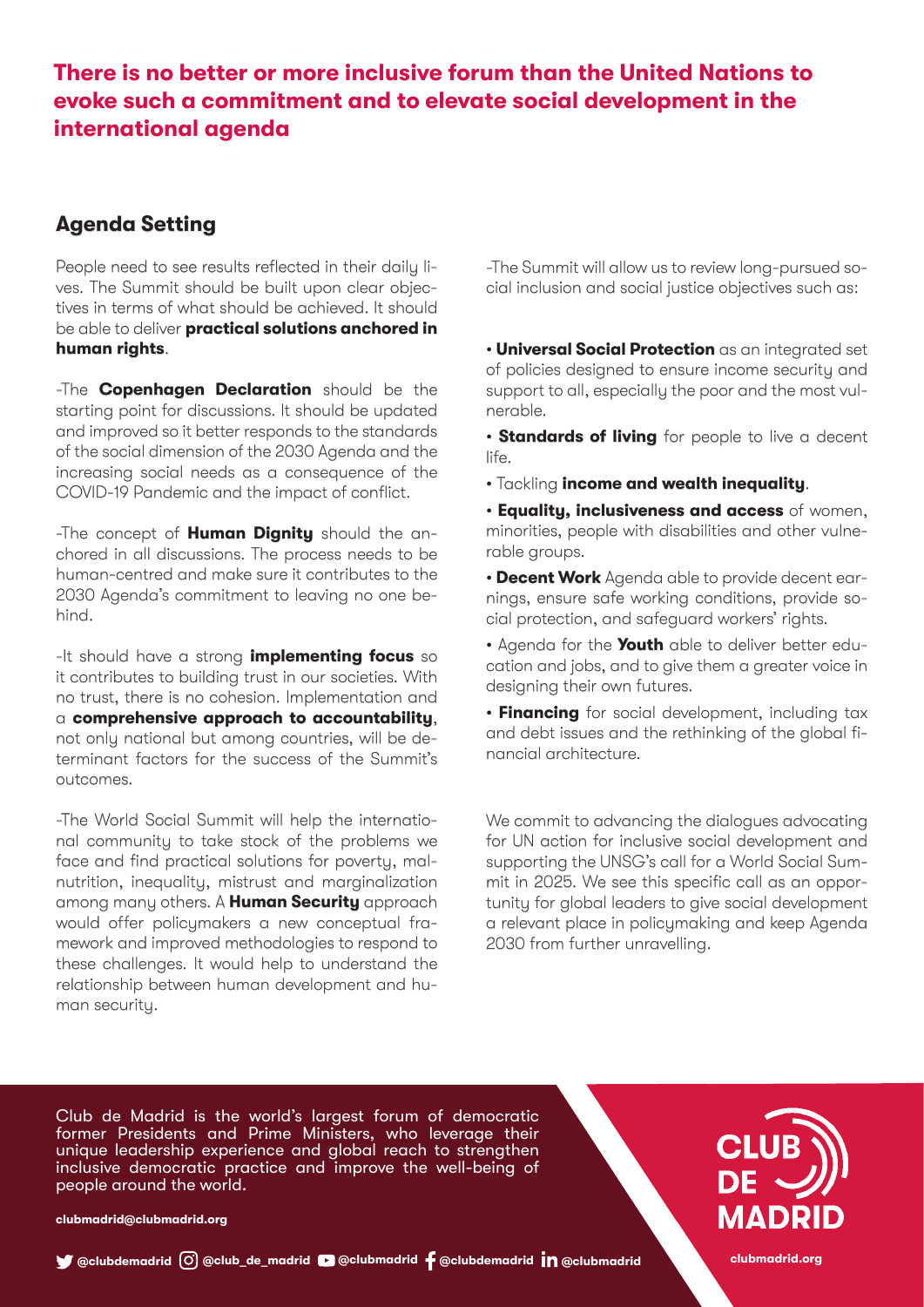## There is no better or more inclusive forum than the United Nations to evoke such a commitment and to elevate social development in the international agenda

### Agenda Setting

People need to see results reflected in their daily lives. The Summit should be built upon clear objectives in terms of what should be achieved. It should be able to deliver **practical solutions anchored in human rights**.

-The **Copenhagen Declaration** should be the starting point for discussions. It should be updated and improved so it better responds to the standards of the social dimension of the 2030 Agenda and the increasing social needs as a consequence of the COVID-19 Pandemic and the impact of conflict.

-The concept of **Human Dignity** should the anchored in all discussions. The process needs to be human-centred and make sure it contributes to the 2030 Agenda's commitment to leaving no one behind.

-It should have a strong **implementing focus** so it contributes to building trust in our societies. With no trust, there is no cohesion. Implementation and a **comprehensive approach to accountability**, not only national but among countries, will be determinant factors for the success of the Summit's outcomes.

-The World Social Summit will help the international community to take stock of the problems we face and find practical solutions for poverty, malnutrition, inequality, mistrust and marginalization among many others. A **Human Security** approach would offer policymakers a new conceptual framework and improved methodologies to respond to these challenges. It would help to understand the relationship between human development and human security.

-The Summit will allow us to review long-pursued social inclusion and social justice objectives such as:

- **Universal Social Protection** as an integrated set of policies designed to ensure income security and support to all, especially the poor and the most vulnerable.
- **Standards of living** for people to live a decent life.
- Tackling **income and wealth inequality**.
- **Equality, inclusiveness and access** of women, minorities, people with disabilities and other vulnerable groups.
- **Decent Work** Agenda able to provide decent earnings, ensure safe working conditions, provide social protection, and safeguard workers' rights.
- Agenda for the **Youth** able to deliver better education and jobs, and to give them a greater voice in designing their own futures.
- **Financing** for social development, including tax and debt issues and the rethinking of the global financial architecture.

We commit to advancing the dialogues advocating for UN action for inclusive social development and supporting the UNSG's call for a World Social Summit in 2025. We see this specific call as an opportunity for global leaders to give social development a relevant place in policymaking and keep Agenda 2030 from further unravelling.

Club de Madrid is the world's largest forum of democratic former Presidents and Prime Ministers, who leverage their unique leadership experience and global reach to strengthen inclusive democratic practice and improve the well-being of people around the world.

**clubmadrid@clubmadrid.org**

@clubdemadrid @club_de_madrid @clubmadrid @clubdemadrid @clubmadrid

CLUB DE MADRID

clubmadrid.org